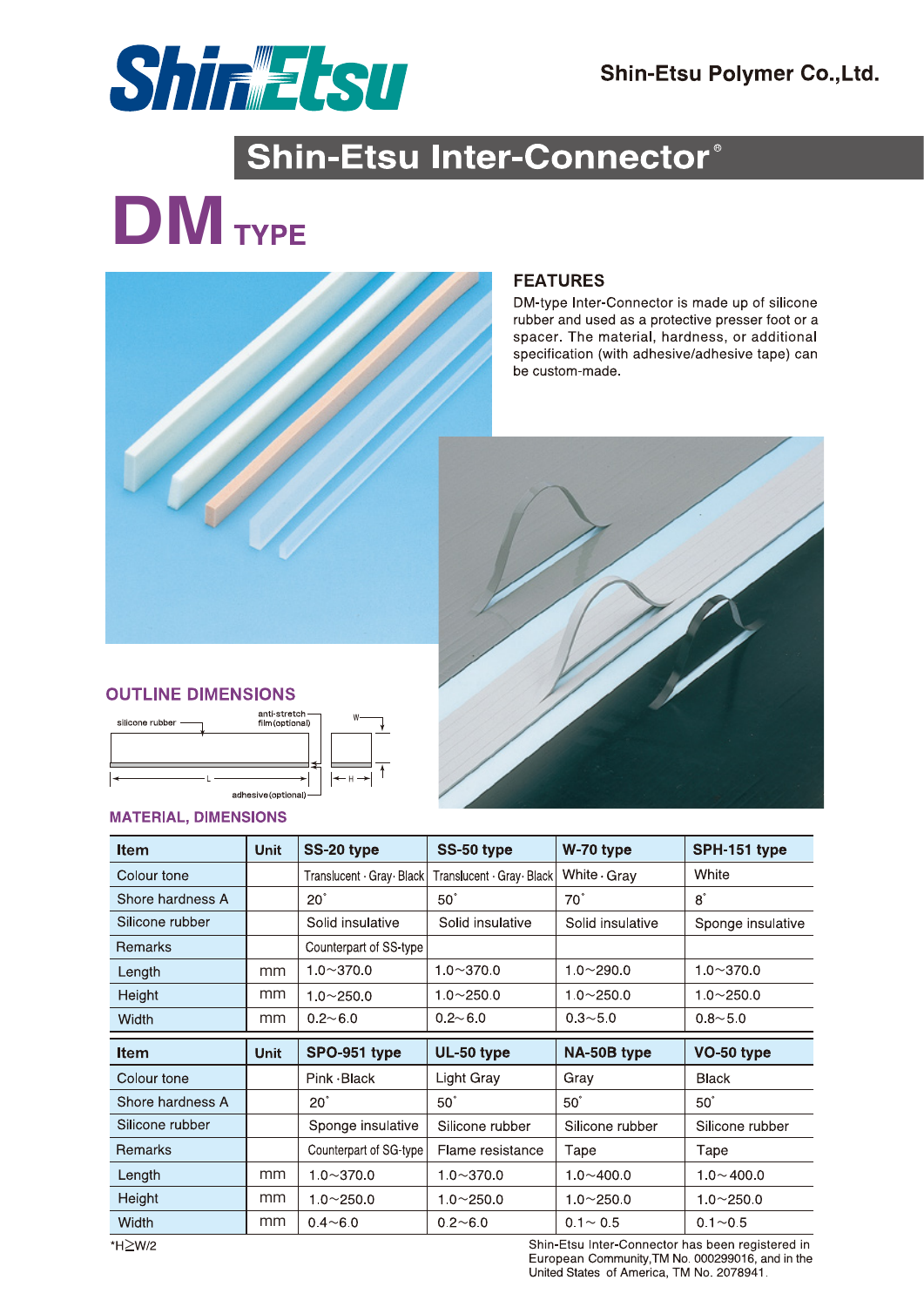Shin-Etsu Polymer Co.,Ltd.

# Shin-Etsu Inter-Connector®

# DM TYPE

## FEATURES

DM-type Inter-Connector is made up of silicone rubber and used as a protective presser foot or a spacer. The material, hardness, or additional specification (with adhesive/adhesive tape) can be custom-made.

## OUTLINE DIMENSIONS

silicone rubber
anti-stretch film(optional)
adhesive(optional)
L
H
W

## MATERIAL, DIMENSIONS

| Item | Unit | SS-20 type | SS-50 type | W-70 type | SPH-151 type |
|---|---|---|---|---|---|
| Colour tone | | Translucent · Gray · Black | Translucent · Gray · Black | White · Gray | White |
| Shore hardness A | | 20° | 50° | 70° | 8° |
| Silicone rubber | | Solid insulative | Solid insulative | Solid insulative | Sponge insulative |
| Remarks | | Counterpart of SS-type | | | |
| Length | mm | 1.0~370.0 | 1.0~370.0 | 1.0~290.0 | 1.0~370.0 |
| Height | mm | 1.0~250.0 | 1.0~250.0 | 1.0~250.0 | 1.0~250.0 |
| Width | mm | 0.2~6.0 | 0.2~6.0 | 0.3~5.0 | 0.8~5.0 |

| Item | Unit | SPO-951 type | UL-50 type | NA-50B type | VO-50 type |
|---|---|---|---|---|---|
| Colour tone | | Pink · Black | Light Gray | Gray | Black |
| Shore hardness A | | 20° | 50° | 50° | 50° |
| Silicone rubber | | Sponge insulative | Silicone rubber | Silicone rubber | Silicone rubber |
| Remarks | | Counterpart of SG-type | Flame resistance | Tape | Tape |
| Length | mm | 1.0~370.0 | 1.0~370.0 | 1.0~400.0 | 1.0~400.0 |
| Height | mm | 1.0~250.0 | 1.0~250.0 | 1.0~250.0 | 1.0~250.0 |
| Width | mm | 0.4~6.0 | 0.2~6.0 | 0.1~0.5 | 0.1~0.5 |

*H≧W/2

Shin-Etsu Inter-Connector has been registered in European Community,TM No. 000299016, and in the United States of America, TM No. 2078941.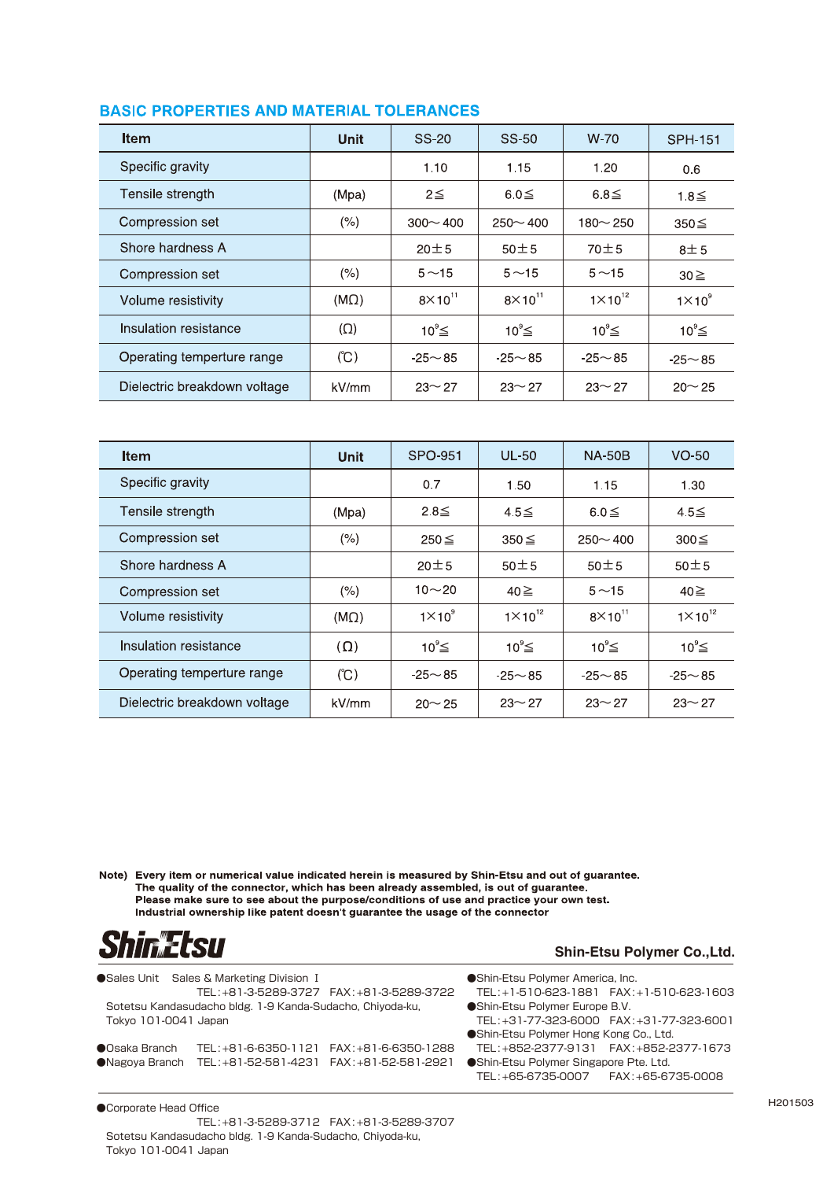## BASIC PROPERTIES AND MATERIAL TOLERANCES

| Item | Unit | SS-20 | SS-50 | W-70 | SPH-151 |
|---|---|---|---|---|---|
| Specific gravity | | 1.10 | 1.15 | 1.20 | 0.6 |
| Tensile strength | (Mpa) | 2≦ | 6.0≦ | 6.8≦ | 1.8≦ |
| Compression set | (%) | 300～400 | 250～400 | 180～250 | 350≦ |
| Shore hardness A | | 20±5 | 50±5 | 70±5 | 8±5 |
| Compression set | (%) | 5～15 | 5～15 | 5～15 | 30≧ |
| Volume resistivity | (MΩ) | $8 \times 10^{11}$ | $8 \times 10^{11}$ | $1 \times 10^{12}$ | $1 \times 10^{9}$ |
| Insulation resistance | (Ω) | $10^{9}$≦ | $10^{9}$≦ | $10^{9}$≦ | $10^{9}$≦ |
| Operating temperture range | (℃) | -25～85 | -25～85 | -25～85 | -25～85 |
| Dielectric breakdown voltage | kV/mm | 23～27 | 23～27 | 23～27 | 20～25 |

| Item | Unit | SPO-951 | UL-50 | NA-50B | VO-50 |
|---|---|---|---|---|---|
| Specific gravity | | 0.7 | 1.50 | 1.15 | 1.30 |
| Tensile strength | (Mpa) | 2.8≦ | 4.5≦ | 6.0≦ | 4.5≦ |
| Compression set | (%) | 250≦ | 350≦ | 250～400 | 300≦ |
| Shore hardness A | | 20±5 | 50±5 | 50±5 | 50±5 |
| Compression set | (%) | 10～20 | 40≧ | 5～15 | 40≧ |
| Volume resistivity | (MΩ) | $1 \times 10^{9}$ | $1 \times 10^{12}$ | $8 \times 10^{11}$ | $1 \times 10^{12}$ |
| Insulation resistance | (Ω) | $10^{9}$≦ | $10^{9}$≦ | $10^{9}$≦ | $10^{9}$≦ |
| Operating temperture range | (℃) | -25～85 | -25～85 | -25～85 | -25～85 |
| Dielectric breakdown voltage | kV/mm | 20～25 | 23～27 | 23～27 | 23～27 |

**Note) Every item or numerical value indicated herein is measured by Shin-Etsu and out of guarantee.**
**The quality of the connector, which has been already assembled, is out of guarantee.**
**Please make sure to see about the purpose/conditions of use and practice your own test.**
**Industrial ownership like patent doesn't guarantee the usage of the connector**

**ShinEtsu**

**Shin-Etsu Polymer Co.,Ltd.**

●Sales Unit　Sales & Marketing Division Ⅰ
TEL:+81-3-5289-3727　FAX:+81-3-5289-3722
Sotetsu Kandasudacho bldg. 1-9 Kanda-Sudacho, Chiyoda-ku,
Tokyo 101-0041 Japan

●Osaka Branch　TEL:+81-6-6350-1121　FAX:+81-6-6350-1288
●Nagoya Branch　TEL:+81-52-581-4231　FAX:+81-52-581-2921

●Shin-Etsu Polymer America, Inc.
TEL:+1-510-623-1881　FAX:+1-510-623-1603
●Shin-Etsu Polymer Europe B.V.
TEL:+31-77-323-6000　FAX:+31-77-323-6001
●Shin-Etsu Polymer Hong Kong Co., Ltd.
TEL:+852-2377-9131　FAX:+852-2377-1673
●Shin-Etsu Polymer Singapore Pte. Ltd.
TEL:+65-6735-0007　FAX:+65-6735-0008

●Corporate Head Office
TEL:+81-3-5289-3712　FAX:+81-3-5289-3707
Sotetsu Kandasudacho bldg. 1-9 Kanda-Sudacho, Chiyoda-ku,
Tokyo 101-0041 Japan

H201503